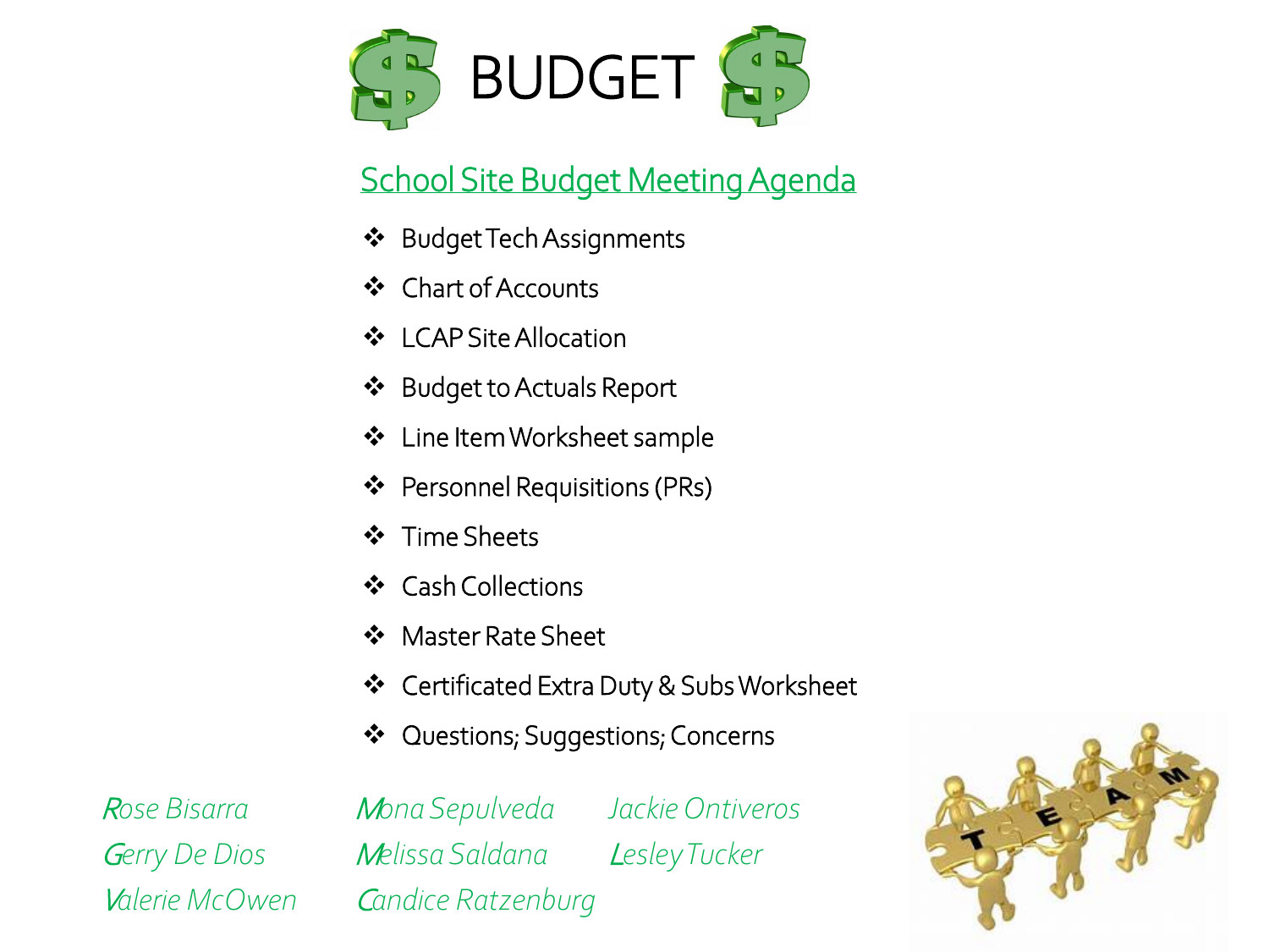# BUDGET

## School Site Budget Meeting Agenda

- Budget Tech Assignments
- Chart of Accounts
- LCAP Site Allocation
- Budget to Actuals Report
- Line Item Worksheet sample
- Personnel Requisitions (PRs)
- Time Sheets
- Cash Collections
- Master Rate Sheet
- Certificated Extra Duty & Subs Worksheet
- Questions; Suggestions; Concerns

*Rose Bisarra*
*Gerry De Dios*
*Valerie McOwen*
*Mona Sepulveda*
*Melissa Saldana*
*Candice Ratzenburg*
*Jackie Ontiveros*
*Lesley Tucker*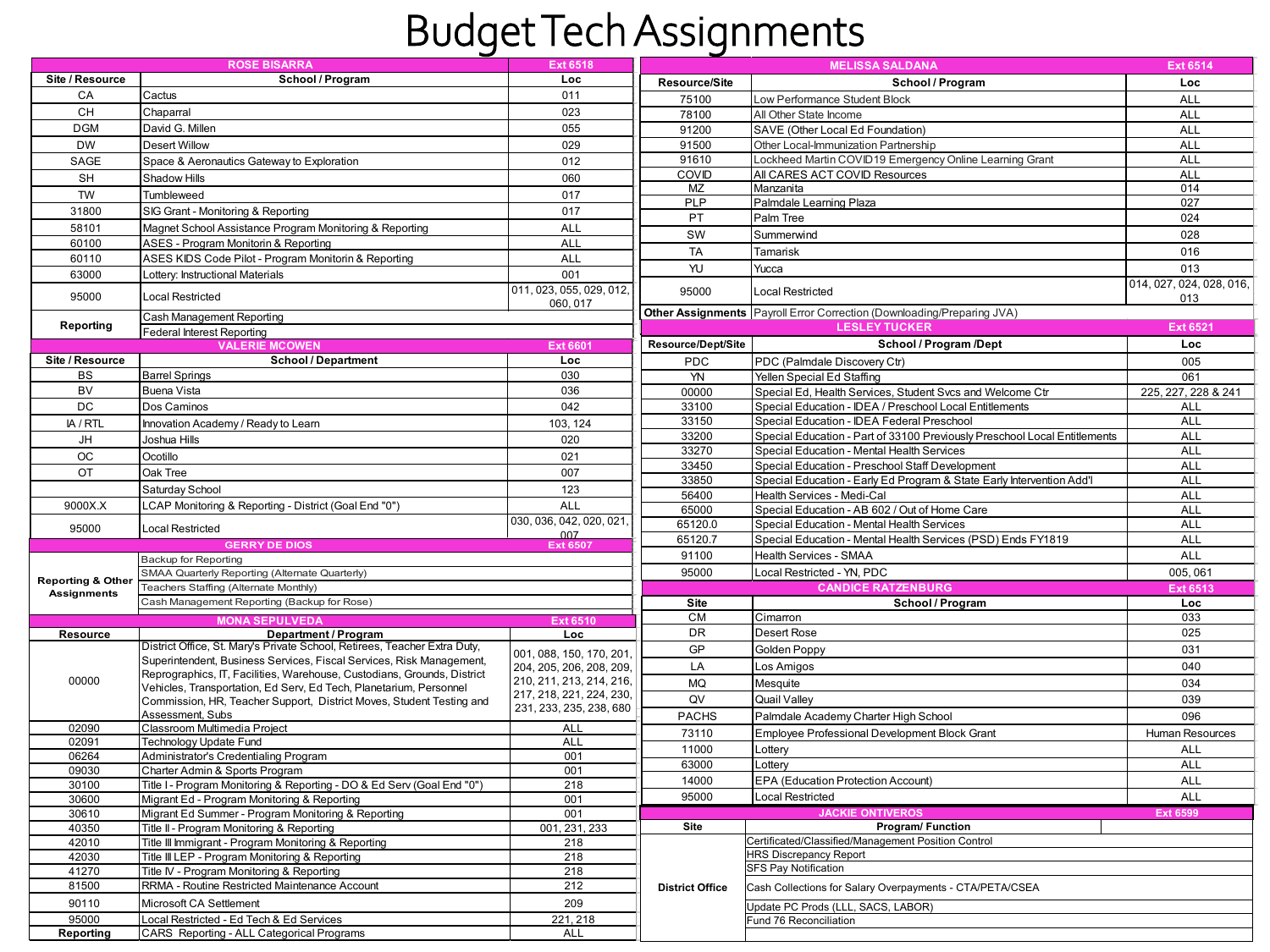# Budget Tech Assignments

## ROSE BISARRA — Ext 6518

| Site / Resource | School / Program | Loc |
|---|---|---|
| CA | Cactus | 011 |
| CH | Chaparral | 023 |
| DGM | David G. Millen | 055 |
| DW | Desert Willow | 029 |
| SAGE | Space & Aeronautics Gateway to Exploration | 012 |
| SH | Shadow Hills | 060 |
| TW | Tumbleweed | 017 |
| 31800 | SIG Grant - Monitoring & Reporting | 017 |
| 58101 | Magnet School Assistance Program Monitoring & Reporting | ALL |
| 60100 | ASES - Program Monitorin & Reporting | ALL |
| 60110 | ASES KIDS Code Pilot - Program Monitorin & Reporting | ALL |
| 63000 | Lottery: Instructional Materials | 001 |
| 95000 | Local Restricted | 011, 023, 055, 029, 012, 060, 017 |
| Reporting | Cash Management Reporting | |
| | Federal Interest Reporting | |

## VALERIE MCOWEN — Ext 6601

| Site / Resource | School / Department | Loc |
|---|---|---|
| BS | Barrel Springs | 030 |
| BV | Buena Vista | 036 |
| DC | Dos Caminos | 042 |
| IA / RTL | Innovation Academy / Ready to Learn | 103, 124 |
| JH | Joshua Hills | 020 |
| OC | Ocotillo | 021 |
| OT | Oak Tree | 007 |
| | Saturday School | 123 |
| 9000X.X | LCAP Monitoring & Reporting - District (Goal End "0") | ALL |
| 95000 | Local Restricted | 030, 036, 042, 020, 021, 007 |

## GERRY DE DIOS — Ext 6507

| Reporting & Other Assignments | |
|---|---|
| | Backup for Reporting |
| | SMAA Quarterly Reporting (Alternate Quarterly) |
| | Teachers Staffing (Alternate Monthly) |
| | Cash Management Reporting (Backup for Rose) |

## MONA SEPULVEDA — Ext 6510

| Resource | Department / Program | Loc |
|---|---|---|
| 00000 | District Office, St. Mary's Private School, Retirees, Teacher Extra Duty, Superintendent, Business Services, Fiscal Services, Risk Management, Reprographics, IT, Facilities, Warehouse, Custodians, Grounds, District Vehicles, Transportation, Ed Serv, Ed Tech, Planetarium, Personnel Commission, HR, Teacher Support, District Moves, Student Testing and Assessment, Subs | 001, 088, 150, 170, 201, 204, 205, 206, 208, 209, 210, 211, 213, 214, 216, 217, 218, 221, 224, 230, 231, 233, 235, 238, 680 |
| 02090 | Classroom Multimedia Project | ALL |
| 02091 | Technology Update Fund | ALL |
| 06264 | Administrator's Credentialing Program | 001 |
| 09030 | Charter Admin & Sports Program | 001 |
| 30100 | Title I - Program Monitoring & Reporting - DO & Ed Serv (Goal End "0") | 218 |
| 30600 | Migrant Ed - Program Monitoring & Reporting | 001 |
| 30610 | Migrant Ed Summer - Program Monitoring & Reporting | 001 |
| 40350 | Title II - Program Monitoring & Reporting | 001, 231, 233 |
| 42010 | Title III Immigrant - Program Monitoring & Reporting | 218 |
| 42030 | Title III LEP - Program Monitoring & Reporting | 218 |
| 41270 | Title IV - Program Monitoring & Reporting | 218 |
| 81500 | RRMA - Routine Restricted Maintenance Account | 212 |
| 90110 | Microsoft CA Settlement | 209 |
| 95000 | Local Restricted - Ed Tech & Ed Services | 221, 218 |
| Reporting | CARS Reporting - ALL Categorical Programs | ALL |

## MELISSA SALDANA — Ext 6514

| Resource/Site | School / Program | Loc |
|---|---|---|
| 75100 | Low Performance Student Block | ALL |
| 78100 | All Other State Income | ALL |
| 91200 | SAVE (Other Local Ed Foundation) | ALL |
| 91500 | Other Local-Immunization Partnership | ALL |
| 91610 | Lockheed Martin COVID19 Emergency Online Learning Grant | ALL |
| COVID | All CARES ACT COVID Resources | ALL |
| MZ | Manzanita | 014 |
| PLP | Palmdale Learning Plaza | 027 |
| PT | Palm Tree | 024 |
| SW | Summerwind | 028 |
| TA | Tamarisk | 016 |
| YU | Yucca | 013 |
| 95000 | Local Restricted | 014, 027, 024, 028, 016, 013 |
| Other Assignments | Payroll Error Correction (Downloading/Preparing JVA) | |

## LESLEY TUCKER — Ext 6521

| Resource/Dept/Site | School / Program /Dept | Loc |
|---|---|---|
| PDC | PDC (Palmdale Discovery Ctr) | 005 |
| YN | Yellen Special Ed Staffing | 061 |
| 00000 | Special Ed, Health Services, Student Svcs and Welcome Ctr | 225, 227, 228 & 241 |
| 33100 | Special Education - IDEA / Preschool Local Entitlements | ALL |
| 33150 | Special Education - IDEA Federal Preschool | ALL |
| 33200 | Special Education - Part of 33100 Previously Preschool Local Entitlements | ALL |
| 33270 | Special Education - Mental Health Services | ALL |
| 33450 | Special Education - Preschool Staff Development | ALL |
| 33850 | Special Education - Early Ed Program & State Early Intervention Add'l | ALL |
| 56400 | Health Services - Medi-Cal | ALL |
| 65000 | Special Education - AB 602 / Out of Home Care | ALL |
| 65120.0 | Special Education - Mental Health Services | ALL |
| 65120.7 | Special Education - Mental Health Services (PSD) Ends FY1819 | ALL |
| 91100 | Health Services - SMAA | ALL |
| 95000 | Local Restricted - YN, PDC | 005, 061 |

## CANDICE RATZENBURG — Ext 6513

| Site | School / Program | Loc |
|---|---|---|
| CM | Cimarron | 033 |
| DR | Desert Rose | 025 |
| GP | Golden Poppy | 031 |
| LA | Los Amigos | 040 |
| MQ | Mesquite | 034 |
| QV | Quail Valley | 039 |
| PACHS | Palmdale Academy Charter High School | 096 |
| 73110 | Employee Professional Development Block Grant | Human Resources |
| 11000 | Lottery | ALL |
| 63000 | Lottery | ALL |
| 14000 | EPA (Education Protection Account) | ALL |
| 95000 | Local Restricted | ALL |

## JACKIE ONTIVEROS — Ext 6599

| Site | Program/ Function |
|---|---|
| District Office | Certificated/Classified/Management Position Control |
| | HRS Discrepancy Report |
| | SFS Pay Notification |
| | Cash Collections for Salary Overpayments - CTA/PETA/CSEA |
| | Update PC Prods (LLL, SACS, LABOR) |
| | Fund 76 Reconciliation |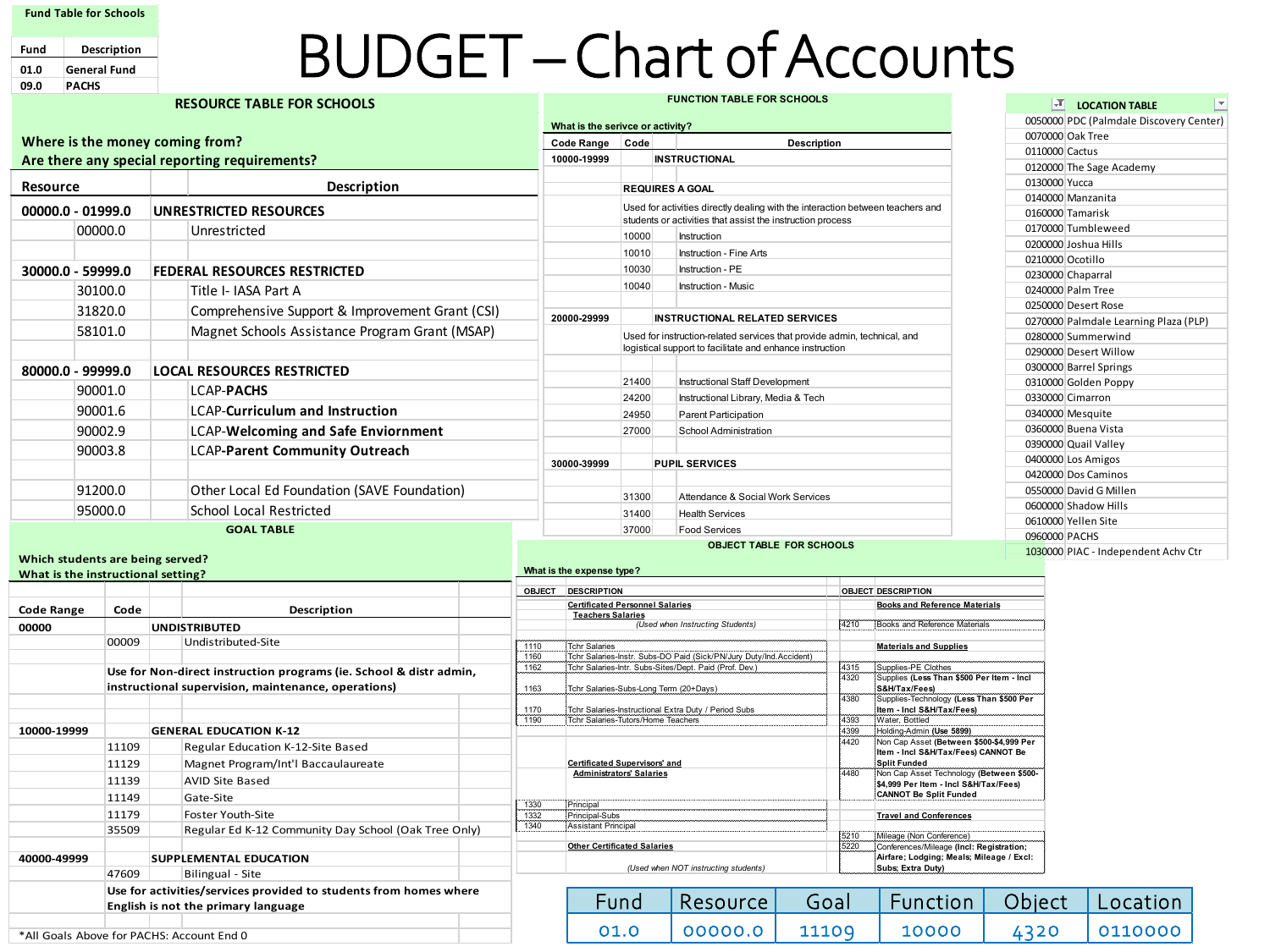# BUDGET – Chart of Accounts

## Fund Table for Schools

| Fund | Description |
|---|---|
| 01.0 | General Fund |
| 09.0 | PACHS |

## RESOURCE TABLE FOR SCHOOLS

**Where is the money coming from?**
**Are there any special reporting requirements?**

| Resource | | Description |
|---|---|---|
| **00000.0 - 01999.0** | | **UNRESTRICTED RESOURCES** |
| | 00000.0 | Unrestricted |
| **30000.0 - 59999.0** | | **FEDERAL RESOURCES RESTRICTED** |
| | 30100.0 | Title I- IASA Part A |
| | 31820.0 | Comprehensive Support & Improvement Grant (CSI) |
| | 58101.0 | Magnet Schools Assistance Program Grant (MSAP) |
| **80000.0 - 99999.0** | | **LOCAL RESOURCES RESTRICTED** |
| | 90001.0 | LCAP-**PACHS** |
| | 90001.6 | LCAP-**Curriculum and Instruction** |
| | 90002.9 | LCAP-**Welcoming and Safe Enviornment** |
| | 90003.8 | LCAP-**Parent Community Outreach** |
| | 91200.0 | Other Local Ed Foundation (SAVE Foundation) |
| | 95000.0 | School Local Restricted |

## FUNCTION TABLE FOR SCHOOLS

**What is the serivce or activity?**

| Code Range | Code | Description |
|---|---|---|
| **10000-19999** | | **INSTRUCTIONAL** |
| | **REQUIRES A GOAL** | |
| | Used for activities directly dealing with the interaction between teachers and students or activities that assist the instruction process | |
| | 10000 | Instruction |
| | 10010 | Instruction - Fine Arts |
| | 10030 | Instruction - PE |
| | 10040 | Instruction - Music |
| **20000-29999** | | **INSTRUCTIONAL RELATED SERVICES** |
| | Used for instruction-related services that provide admin, technical, and logistical support to facilitate and enhance instruction | |
| | 21400 | Instructional Staff Development |
| | 24200 | Instructional Library, Media & Tech |
| | 24950 | Parent Participation |
| | 27000 | School Administration |
| **30000-39999** | | **PUPIL SERVICES** |
| | 31300 | Attendance & Social Work Services |
| | 31400 | Health Services |
| | 37000 | Food Services |

## LOCATION TABLE

| Code | Location |
|---|---|
| 0050000 | PDC (Palmdale Discovery Center) |
| 0070000 | Oak Tree |
| 0110000 | Cactus |
| 0120000 | The Sage Academy |
| 0130000 | Yucca |
| 0140000 | Manzanita |
| 0160000 | Tamarisk |
| 0170000 | Tumbleweed |
| 0200000 | Joshua Hills |
| 0210000 | Ocotillo |
| 0230000 | Chaparral |
| 0240000 | Palm Tree |
| 0250000 | Desert Rose |
| 0270000 | Palmdale Learning Plaza (PLP) |
| 0280000 | Summerwind |
| 0290000 | Desert Willow |
| 0300000 | Barrel Springs |
| 0310000 | Golden Poppy |
| 0330000 | Cimarron |
| 0340000 | Mesquite |
| 0360000 | Buena Vista |
| 0390000 | Quail Valley |
| 0400000 | Los Amigos |
| 0420000 | Dos Caminos |
| 0550000 | David G Millen |
| 0600000 | Shadow Hills |
| 0610000 | Yellen Site |
| 0960000 | PACHS |
| 1030000 | PIAC - Independent Achv Ctr |

## GOAL TABLE

**Which students are being served?**
**What is the instructional setting?**

| Code Range | Code | Description |
|---|---|---|
| **00000** | | **UNDISTRIBUTED** |
| | 00009 | Undistributed-Site |
| | **Use for Non-direct instruction programs (ie. School & distr admin, instructional supervision, maintenance, operations)** | |
| **10000-19999** | | **GENERAL EDUCATION K-12** |
| | 11109 | Regular Education K-12-Site Based |
| | 11129 | Magnet Program/Int'l Baccalaureate |
| | 11139 | AVID Site Based |
| | 11149 | Gate-Site |
| | 11179 | Foster Youth-Site |
| | 35509 | Regular Ed K-12 Community Day School (Oak Tree Only) |
| **40000-49999** | | **SUPPLEMENTAL EDUCATION** |
| | 47609 | Bilingual - Site |
| | **Use for activities/services provided to students from homes where English is not the primary language** | |

*All Goals Above for PACHS: Account End 0

## OBJECT TABLE FOR SCHOOLS

**What is the expense type?**

| OBJECT | DESCRIPTION | OBJECT | DESCRIPTION |
|---|---|---|---|
| | **Certificated Personnel Salaries** | | **Books and Reference Materials** |
| | **Teachers Salaries** *(Used when Instructing Students)* | 4210 | Books and Reference Materials |
| 1110 | Tchr Salaries | | **Materials and Supplies** |
| 1160 | Tchr Salaries-Instr. Subs-DO Paid (Sick/PN/Jury Duty/Ind.Accident) | | |
| 1162 | Tchr Salaries-Intr. Subs-Sites/Dept. Paid (Prof. Dev.) | 4315 | Supplies-PE Clothes |
| 1163 | Tchr Salaries-Subs-Long Term (20+Days) | 4320 | Supplies **(Less Than $500 Per Item - Incl S&H/Tax/Fees)** |
| | | 4380 | Supplies-Technology **(Less Than $500 Per Item - Incl S&H/Tax/Fees)** |
| 1170 | Tchr Salaries-Instructional Extra Duty / Period Subs | | |
| 1190 | Tchr Salaries-Tutors/Home Teachers | 4393 | Water, Bottled |
| | | 4399 | Holding-Admin **(Use 5899)** |
| | **Certificated Supervisors' and Administrators' Salaries** | 4420 | Non Cap Asset **(Between $500-$4,999 Per Item - Incl S&H/Tax/Fees) CANNOT Be Split Funded** |
| | | 4480 | Non Cap Asset Technology **(Between $500-$4,999 Per Item - Incl S&H/Tax/Fees) CANNOT Be Split Funded** |
| 1330 | Principal | | |
| 1332 | Principal-Subs | | **Travel and Conferences** |
| 1340 | Assistant Principal | | |
| | | 5210 | Mileage (Non Conference) |
| | **Other Certificated Salaries** *(Used when NOT instructing students)* | 5220 | Conferences/Mileage **(Incl: Registration; Airfare; Lodging; Meals; Mileage / Excl: Subs; Extra Duty)** |

| Fund | Resource | Goal | Function | Object | Location |
|---|---|---|---|---|---|
| 01.0 | 00000.0 | 11109 | 10000 | 4320 | 0110000 |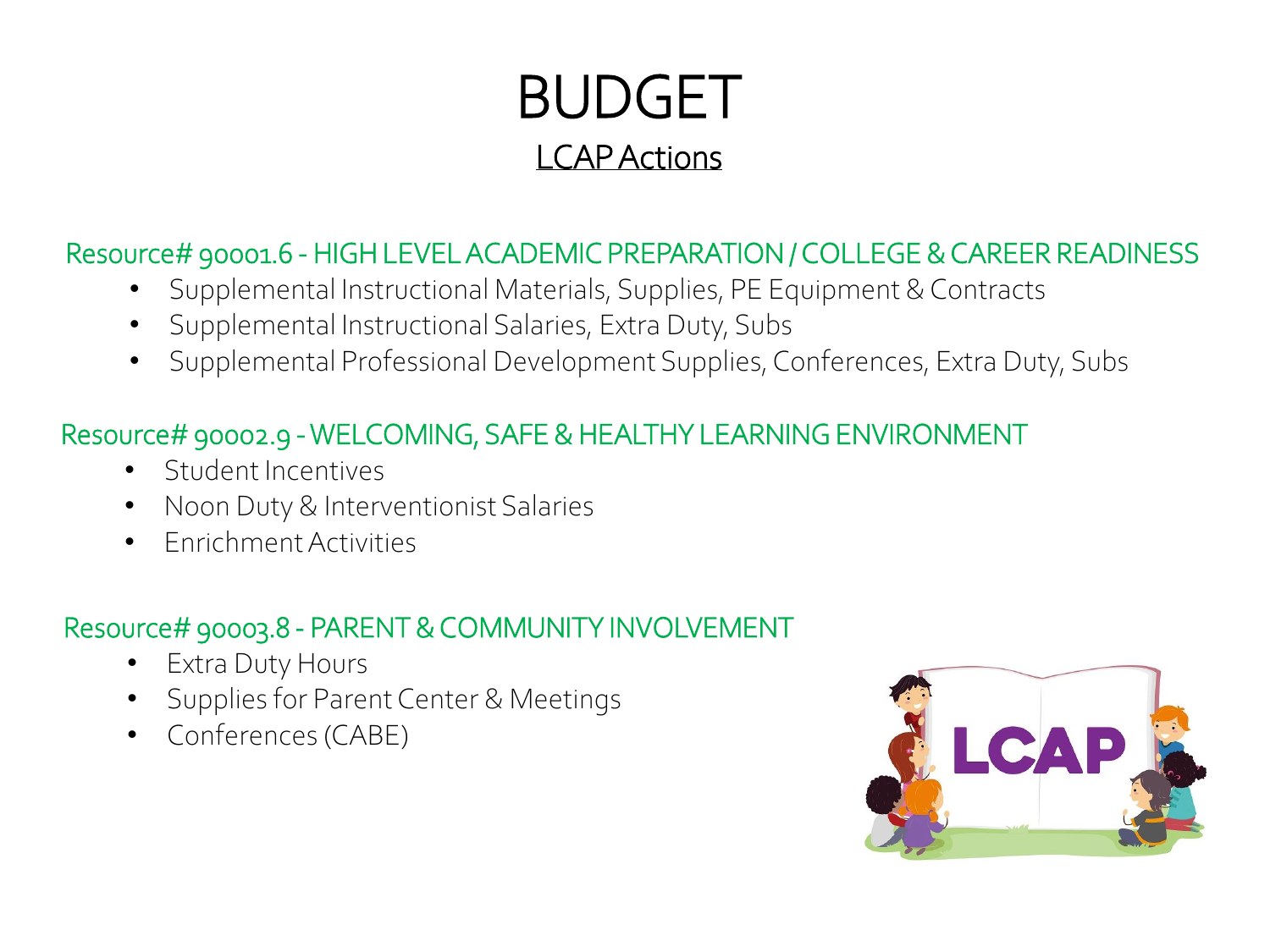# BUDGET

## LCAP Actions

### Resource# 90001.6 - HIGH LEVEL ACADEMIC PREPARATION / COLLEGE & CAREER READINESS

- Supplemental Instructional Materials, Supplies, PE Equipment & Contracts
- Supplemental Instructional Salaries, Extra Duty, Subs
- Supplemental Professional Development Supplies, Conferences, Extra Duty, Subs

### Resource# 90002.9 - WELCOMING, SAFE & HEALTHY LEARNING ENVIRONMENT

- Student Incentives
- Noon Duty & Interventionist Salaries
- Enrichment Activities

### Resource# 90003.8 - PARENT & COMMUNITY INVOLVEMENT

- Extra Duty Hours
- Supplies for Parent Center & Meetings
- Conferences (CABE)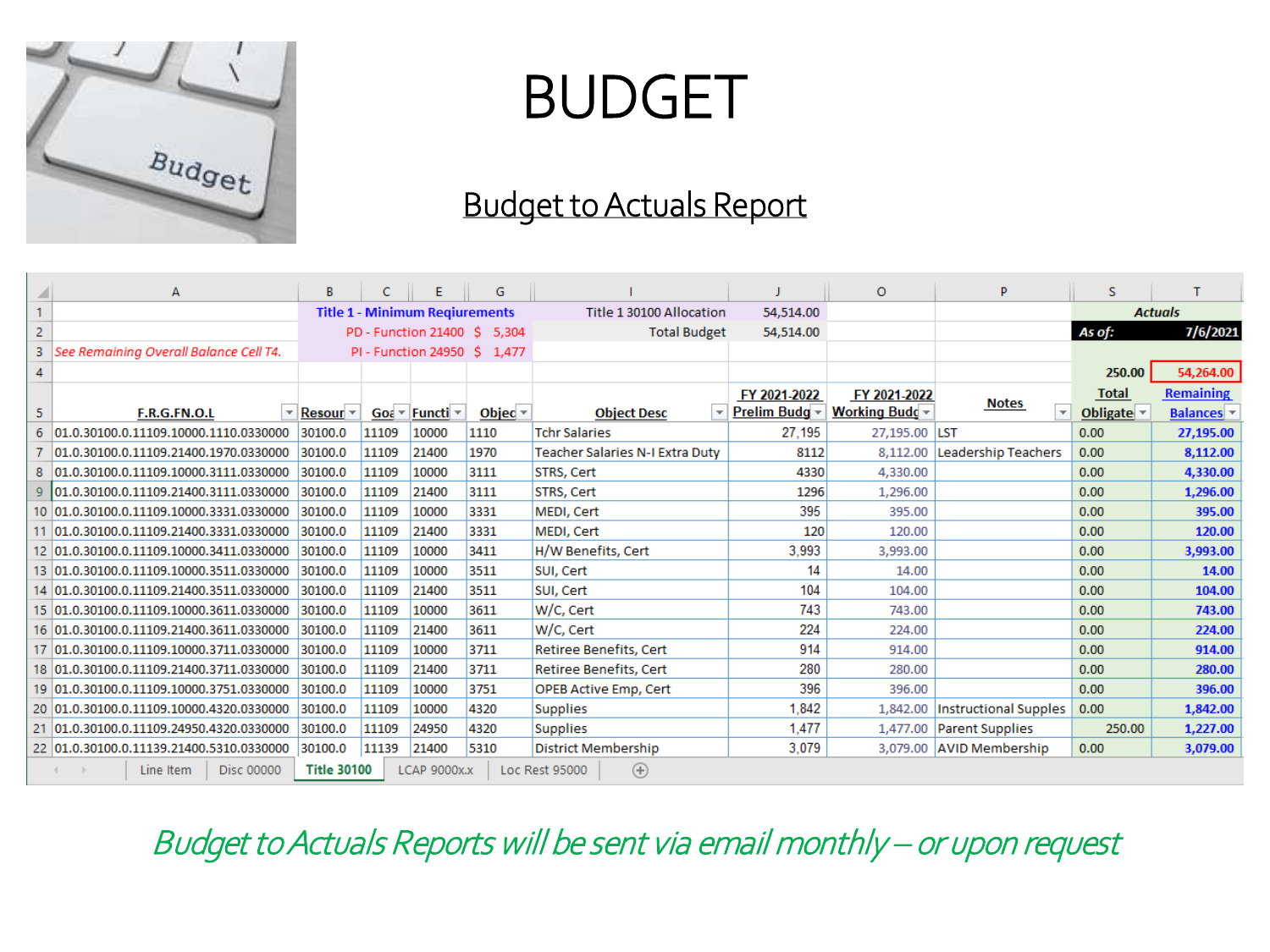# BUDGET

## Budget to Actuals Report

| | A | B | C | E | G | I | J | O | P | S | T |
|---|---|---|---|---|---|---|---|---|---|---|---|
| 1 | | Title 1 - Minimum Reqiurements | | | | Title 1 30100 Allocation | 54,514.00 | | | *Actuals* | |
| 2 | | PD - Function 21400 $ 5,304 | | | | Total Budget | 54,514.00 | | | *As of:* | 7/6/2021 |
| 3 | *See Remaining Overall Balance Cell T4.* | PI - Function 24950 $ 1,477 | | | | | | | | | |
| 4 | | | | | | | | | | 250.00 | 54,264.00 |
| 5 | F.R.G.FN.O.L | Resour | Goa | Functi | Objec | Object Desc | FY 2021-2022 Prelim Budg | FY 2021-2022 Working Budg | Notes | Total Obligate | Remaining Balances |
| 6 | 01.0.30100.0.11109.10000.1110.0330000 | 30100.0 | 11109 | 10000 | 1110 | Tchr Salaries | 27,195 | 27,195.00 | LST | 0.00 | 27,195.00 |
| 7 | 01.0.30100.0.11109.21400.1970.0330000 | 30100.0 | 11109 | 21400 | 1970 | Teacher Salaries N-I Extra Duty | 8112 | 8,112.00 | Leadership Teachers | 0.00 | 8,112.00 |
| 8 | 01.0.30100.0.11109.10000.3111.0330000 | 30100.0 | 11109 | 10000 | 3111 | STRS, Cert | 4330 | 4,330.00 | | 0.00 | 4,330.00 |
| 9 | 01.0.30100.0.11109.21400.3111.0330000 | 30100.0 | 11109 | 21400 | 3111 | STRS, Cert | 1296 | 1,296.00 | | 0.00 | 1,296.00 |
| 10 | 01.0.30100.0.11109.10000.3331.0330000 | 30100.0 | 11109 | 10000 | 3331 | MEDI, Cert | 395 | 395.00 | | 0.00 | 395.00 |
| 11 | 01.0.30100.0.11109.21400.3331.0330000 | 30100.0 | 11109 | 21400 | 3331 | MEDI, Cert | 120 | 120.00 | | 0.00 | 120.00 |
| 12 | 01.0.30100.0.11109.10000.3411.0330000 | 30100.0 | 11109 | 10000 | 3411 | H/W Benefits, Cert | 3,993 | 3,993.00 | | 0.00 | 3,993.00 |
| 13 | 01.0.30100.0.11109.10000.3511.0330000 | 30100.0 | 11109 | 10000 | 3511 | SUI, Cert | 14 | 14.00 | | 0.00 | 14.00 |
| 14 | 01.0.30100.0.11109.21400.3511.0330000 | 30100.0 | 11109 | 21400 | 3511 | SUI, Cert | 104 | 104.00 | | 0.00 | 104.00 |
| 15 | 01.0.30100.0.11109.10000.3611.0330000 | 30100.0 | 11109 | 10000 | 3611 | W/C, Cert | 743 | 743.00 | | 0.00 | 743.00 |
| 16 | 01.0.30100.0.11109.21400.3611.0330000 | 30100.0 | 11109 | 21400 | 3611 | W/C, Cert | 224 | 224.00 | | 0.00 | 224.00 |
| 17 | 01.0.30100.0.11109.10000.3711.0330000 | 30100.0 | 11109 | 10000 | 3711 | Retiree Benefits, Cert | 914 | 914.00 | | 0.00 | 914.00 |
| 18 | 01.0.30100.0.11109.21400.3711.0330000 | 30100.0 | 11109 | 21400 | 3711 | Retiree Benefits, Cert | 280 | 280.00 | | 0.00 | 280.00 |
| 19 | 01.0.30100.0.11109.10000.3751.0330000 | 30100.0 | 11109 | 10000 | 3751 | OPEB Active Emp, Cert | 396 | 396.00 | | 0.00 | 396.00 |
| 20 | 01.0.30100.0.11109.10000.4320.0330000 | 30100.0 | 11109 | 10000 | 4320 | Supplies | 1,842 | 1,842.00 | Instructional Supplies | 0.00 | 1,842.00 |
| 21 | 01.0.30100.0.11109.24950.4320.0330000 | 30100.0 | 11109 | 24950 | 4320 | Supplies | 1,477 | 1,477.00 | Parent Supplies | 250.00 | 1,227.00 |
| 22 | 01.0.30100.0.11139.21400.5310.0330000 | 30100.0 | 11139 | 21400 | 5310 | District Membership | 3,079 | 3,079.00 | AVID Membership | 0.00 | 3,079.00 |

Line Item | Disc 00000 | **Title 30100** | LCAP 9000x.x | Loc Rest 95000

*Budget to Actuals Reports will be sent via email monthly – or upon request*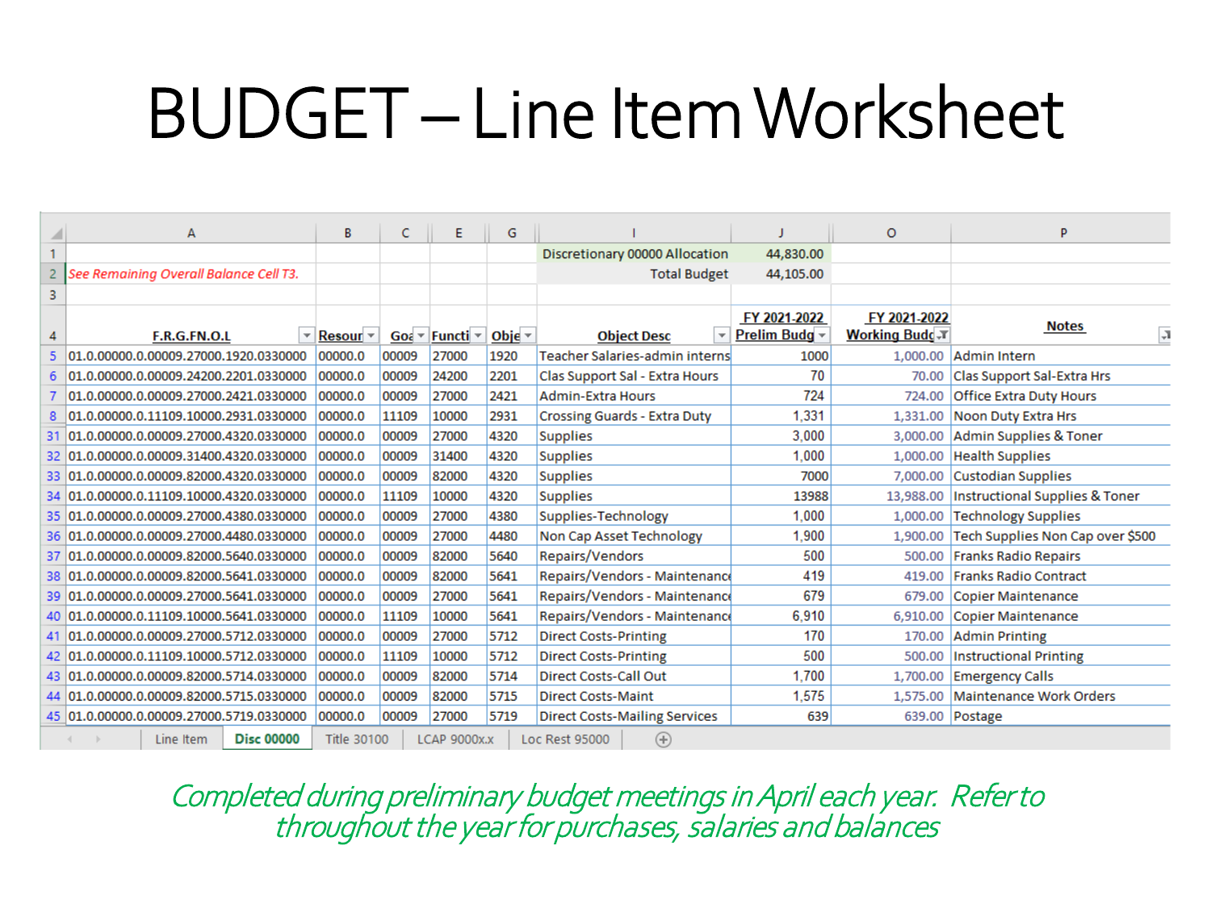# BUDGET – Line Item Worksheet

| | A | B | C | E | G | I | J | O | P |
|---|---|---|---|---|---|---|---|---|---|
| 1 | | | | | | Discretionary 00000 Allocation | 44,830.00 | | |
| 2 | See Remaining Overall Balance Cell T3. | | | | | Total Budget | 44,105.00 | | |
| 3 | | | | | | | | | |
| 4 | F.R.G.FN.O.L | Resour | Goa | Functi | Obje | Object Desc | FY 2021-2022 Prelim Budg | FY 2021-2022 Working Budg | Notes |
| 5 | 01.0.00000.0.00009.27000.1920.0330000 | 00000.0 | 00009 | 27000 | 1920 | Teacher Salaries-admin interns | 1000 | 1,000.00 | Admin Intern |
| 6 | 01.0.00000.0.00009.24200.2201.0330000 | 00000.0 | 00009 | 24200 | 2201 | Clas Support Sal - Extra Hours | 70 | 70.00 | Clas Support Sal-Extra Hrs |
| 7 | 01.0.00000.0.00009.27000.2421.0330000 | 00000.0 | 00009 | 27000 | 2421 | Admin-Extra Hours | 724 | 724.00 | Office Extra Duty Hours |
| 8 | 01.0.00000.0.11109.10000.2931.0330000 | 00000.0 | 11109 | 10000 | 2931 | Crossing Guards - Extra Duty | 1,331 | 1,331.00 | Noon Duty Extra Hrs |
| 31 | 01.0.00000.0.00009.27000.4320.0330000 | 00000.0 | 00009 | 27000 | 4320 | Supplies | 3,000 | 3,000.00 | Admin Supplies & Toner |
| 32 | 01.0.00000.0.00009.31400.4320.0330000 | 00000.0 | 00009 | 31400 | 4320 | Supplies | 1,000 | 1,000.00 | Health Supplies |
| 33 | 01.0.00000.0.00009.82000.4320.0330000 | 00000.0 | 00009 | 82000 | 4320 | Supplies | 7000 | 7,000.00 | Custodian Supplies |
| 34 | 01.0.00000.0.11109.10000.4320.0330000 | 00000.0 | 11109 | 10000 | 4320 | Supplies | 13988 | 13,988.00 | Instructional Supplies & Toner |
| 35 | 01.0.00000.0.00009.27000.4380.0330000 | 00000.0 | 00009 | 27000 | 4380 | Supplies-Technology | 1,000 | 1,000.00 | Technology Supplies |
| 36 | 01.0.00000.0.00009.27000.4480.0330000 | 00000.0 | 00009 | 27000 | 4480 | Non Cap Asset Technology | 1,900 | 1,900.00 | Tech Supplies Non Cap over $500 |
| 37 | 01.0.00000.0.00009.82000.5640.0330000 | 00000.0 | 00009 | 82000 | 5640 | Repairs/Vendors | 500 | 500.00 | Franks Radio Repairs |
| 38 | 01.0.00000.0.00009.82000.5641.0330000 | 00000.0 | 00009 | 82000 | 5641 | Repairs/Vendors - Maintenance | 419 | 419.00 | Franks Radio Contract |
| 39 | 01.0.00000.0.00009.27000.5641.0330000 | 00000.0 | 00009 | 27000 | 5641 | Repairs/Vendors - Maintenance | 679 | 679.00 | Copier Maintenance |
| 40 | 01.0.00000.0.11109.10000.5641.0330000 | 00000.0 | 11109 | 10000 | 5641 | Repairs/Vendors - Maintenance | 6,910 | 6,910.00 | Copier Maintenance |
| 41 | 01.0.00000.0.00009.27000.5712.0330000 | 00000.0 | 00009 | 27000 | 5712 | Direct Costs-Printing | 170 | 170.00 | Admin Printing |
| 42 | 01.0.00000.0.11109.10000.5712.0330000 | 00000.0 | 11109 | 10000 | 5712 | Direct Costs-Printing | 500 | 500.00 | Instructional Printing |
| 43 | 01.0.00000.0.00009.82000.5714.0330000 | 00000.0 | 00009 | 82000 | 5714 | Direct Costs-Call Out | 1,700 | 1,700.00 | Emergency Calls |
| 44 | 01.0.00000.0.00009.82000.5715.0330000 | 00000.0 | 00009 | 82000 | 5715 | Direct Costs-Maint | 1,575 | 1,575.00 | Maintenance Work Orders |
| 45 | 01.0.00000.0.00009.27000.5719.0330000 | 00000.0 | 00009 | 27000 | 5719 | Direct Costs-Mailing Services | 639 | 639.00 | Postage |

Line Item | **Disc 00000** | Title 30100 | LCAP 9000x.x | Loc Rest 95000

*Completed during preliminary budget meetings in April each year. Refer to throughout the year for purchases, salaries and balances*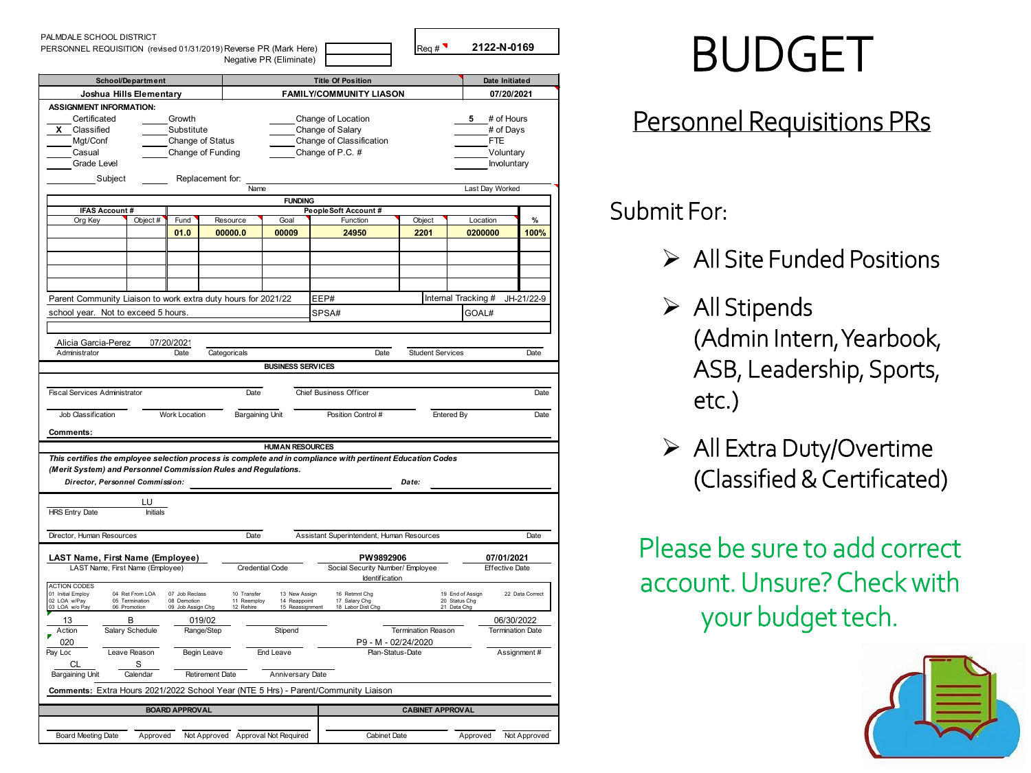PALMDALE SCHOOL DISTRICT
PERSONNEL REQUISITION (revised 01/31/2019) Reverse PR (Mark Here)
Negative PR (Eliminate)

Req # 2122-N-0169

| School/Department | Title Of Position | Date Initiated |
| --- | --- | --- |
| Joshua Hills Elementary | FAMILY/COMMUNITY LIASON | 07/20/2021 |

**ASSIGNMENT INFORMATION:**

- Certificated
- X Classified
- Mgt/Conf
- Casual
- Grade Level
- Growth
- Substitute
- Change of Status
- Change of Funding
- Change of Location
- Change of Salary
- Change of Classification
- Change of P.C. #
- 5 # of Hours
- # of Days
- FTE
- Voluntary
- Involuntary

Subject    Replacement for: Name    Last Day Worked

**FUNDING**

| IFAS Account # | | PeopleSoft Account # | | | | | | |
| --- | --- | --- | --- | --- | --- | --- | --- | --- |
| Org Key | Object # | Fund | Resource | Goal | Function | Object | Location | % |
| | | 01.0 | 00000.0 | 00009 | 24950 | 2201 | 0200000 | 100% |

Parent Community Liaison to work extra duty hours for 2021/22 school year. Not to exceed 5 hours.

EEP#    Internal Tracking # JH-21/22-9
SPSA#    GOAL#

Alicia Garcia-Perez 07/20/2021
Administrator Date    Categoricals Date    Student Services Date

**BUSINESS SERVICES**

Fiscal Services Administrator    Date    Chief Business Officer    Date

Job Classification    Work Location    Bargaining Unit    Position Control #    Entered By    Date

**Comments:**

**HUMAN RESOURCES**

***This certifies the employee selection process is complete and in compliance with pertinent Education Codes (Merit System) and Personnel Commission Rules and Regulations.***

***Director, Personnel Commission:***    ***Date:***

HRS Entry Date    LU Initials

Director, Human Resources    Date    Assistant Superintendent, Human Resources    Date

**LAST Name, First Name (Employee)**    PW9892906    07/01/2021
LAST Name, First Name (Employee)    Credential Code    Social Security Number/ Employee Identification    Effective Date

ACTION CODES
01 Initial Employ, 02 LOA w/Pay, 03 LOA w/o Pay, 04 Ret From LOA, 05 Termination, 06 Promotion, 07 Job Reclass, 08 Demotion, 09 Job Assign Chg, 10 Transfer, 11 Reemploy, 12 Rehire, 13 New Assign, 14 Reappoint, 15 Reassignment, 16 Retirmt Chg, 17 Salary Chg, 18 Labor Dist Chg, 19 End of Assign, 20 Status Chg, 21 Data Chg, 22 Data Correct

| Action | Salary Schedule | Range/Step | Stipend | Termination Reason | Termination Date |
| --- | --- | --- | --- | --- | --- |
| 13 | B | 019/02 | | | 06/30/2022 |

| Pay Loc | Leave Reason | Begin Leave | End Leave | Plan-Status-Date | Assignment # |
| --- | --- | --- | --- | --- | --- |
| 020 | | | | P9 - M - 02/24/2020 | |

| Bargaining Unit | Calendar | Retirement Date | Anniversary Date |
| --- | --- | --- | --- |
| CL | S | | |

**Comments:** Extra Hours 2021/2022 School Year (NTE 5 Hrs) - Parent/Community Liaison

**BOARD APPROVAL**
Board Meeting Date    Approved    Not Approved    Approval Not Required

**CABINET APPROVAL**
Cabinet Date    Approved    Not Approved

# BUDGET

## Personnel Requisitions PRs

Submit For:

- All Site Funded Positions
- All Stipends (Admin Intern, Yearbook, ASB, Leadership, Sports, etc.)
- All Extra Duty/Overtime (Classified & Certificated)

Please be sure to add correct account. Unsure? Check with your budget tech.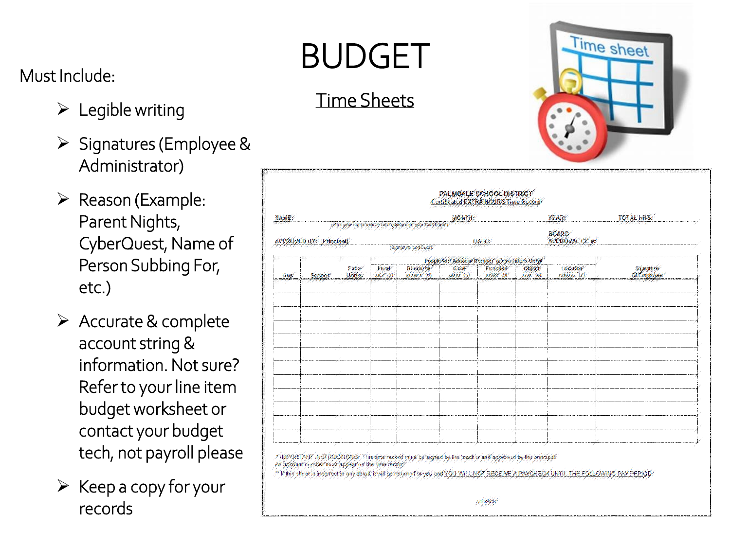# BUDGET

## Time Sheets

Must Include:

- Legible writing
- Signatures (Employee & Administrator)
- Reason (Example: Parent Nights, CyberQuest, Name of Person Subbing For, etc.)
- Accurate & complete account string & information. Not sure? Refer to your line item budget worksheet or contact your budget tech, not payroll please
- Keep a copy for your records

PALMDALE SCHOOL DISTRICT
Certificated EXTRA HOURS Time Record

NAME: ______ (Print your name exactly as it appears on your Certificate) MONTH: ______ YEAR: ______ TOTAL HRS: ______

APPROVED BY: (Principal) ______ (Signature and Date) DATE: ______ BOARD APPROVAL CC #: ______

| Day | School | Extra Hours | People Soft Account Number (Extra Hours Only) | | | | | | Signature of Employee |
|---|---|---|---|---|---|---|---|---|---|
| | | | Fund xx (3) | Resource xxxxx (5) | Goal xxxx (5) | Function xxxx (5) | Object xxx (5) | Location xxxxxx (7) | |
| | | | | | | | | | |
| | | | | | | | | | |
| | | | | | | | | | |
| | | | | | | | | | |
| | | | | | | | | | |
| | | | | | | | | | |
| | | | | | | | | | |
| | | | | | | | | | |
| | | | | | | | | | |
| | | | | | | | | | |
| | | | | | | | | | |
| | | | | | | | | | |

* IMPORTANT INSTRUCTIONS: This time record must be signed by the teacher and approved by the principal.
An account number must appear on the time record.
** If this sheet is incorrect in any detail, it will be returned to you and YOU WILL NOT RECEIVE A PAYCHECK UNTIL THE FOLLOWING PAY PERIOD.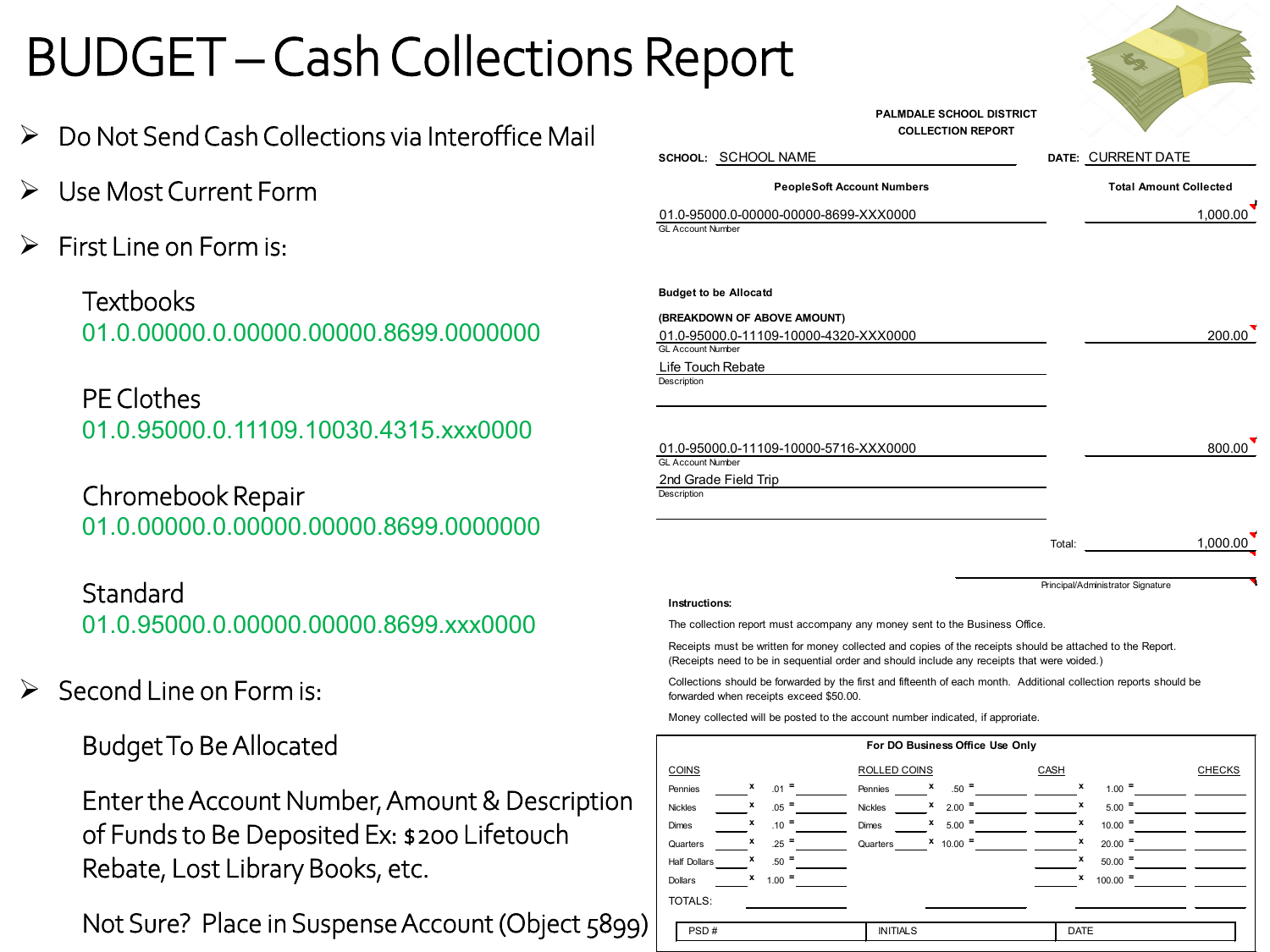# BUDGET – Cash Collections Report

- Do Not Send Cash Collections via Interoffice Mail
- Use Most Current Form
- First Line on Form is:

  Textbooks
  01.0.00000.0.00000.00000.8699.0000000

  PE Clothes
  01.0.95000.0.11109.10030.4315.xxx0000

  Chromebook Repair
  01.0.00000.0.00000.00000.8699.0000000

  Standard
  01.0.95000.0.00000.00000.8699.xxx0000

- Second Line on Form is:

  Budget To Be Allocated

  Enter the Account Number, Amount & Description of Funds to Be Deposited Ex: $200 Lifetouch Rebate, Lost Library Books, etc.

  Not Sure? Place in Suspense Account (Object 5899)

**PALMDALE SCHOOL DISTRICT**
**COLLECTION REPORT**

**SCHOOL:** SCHOOL NAME  **DATE:** CURRENT DATE

| PeopleSoft Account Numbers | Total Amount Collected |
|---|---|
| 01.0-95000.0-00000-00000-8699-XXX0000 (GL Account Number) | 1,000.00 |

**Budget to be Allocatd**

**(BREAKDOWN OF ABOVE AMOUNT)**

| GL Account Number / Description | Amount |
|---|---|
| 01.0-95000.0-11109-10000-4320-XXX0000 — Life Touch Rebate | 200.00 |
| 01.0-95000.0-11109-10000-5716-XXX0000 — 2nd Grade Field Trip | 800.00 |
| Total: | 1,000.00 |

Principal/Administrator Signature

**Instructions:**

The collection report must accompany any money sent to the Business Office.

Receipts must be written for money collected and copies of the receipts should be attached to the Report. (Receipts need to be in sequential order and should include any receipts that were voided.)

Collections should be forwarded by the first and fifteenth of each month. Additional collection reports should be forwarded when receipts exceed $50.00.

Money collected will be posted to the account number indicated, if approriate.

**For DO Business Office Use Only**

| COINS | | | ROLLED COINS | | | CASH | | | CHECKS |
|---|---|---|---|---|---|---|---|---|---|
| Pennies | x .01 | = | Pennies | x .50 | = | | x 1.00 | = | |
| Nickles | x .05 | = | Nickles | x 2.00 | = | | x 5.00 | = | |
| Dimes | x .10 | = | Dimes | x 5.00 | = | | x 10.00 | = | |
| Quarters | x .25 | = | Quarters | x 10.00 | = | | x 20.00 | = | |
| Half Dollars | x .50 | = | | | | | x 50.00 | = | |
| Dollars | x 1.00 | = | | | | | x 100.00 | = | |
| TOTALS: | | | | | | | | | |

| PSD # | INITIALS | DATE |
|---|---|---|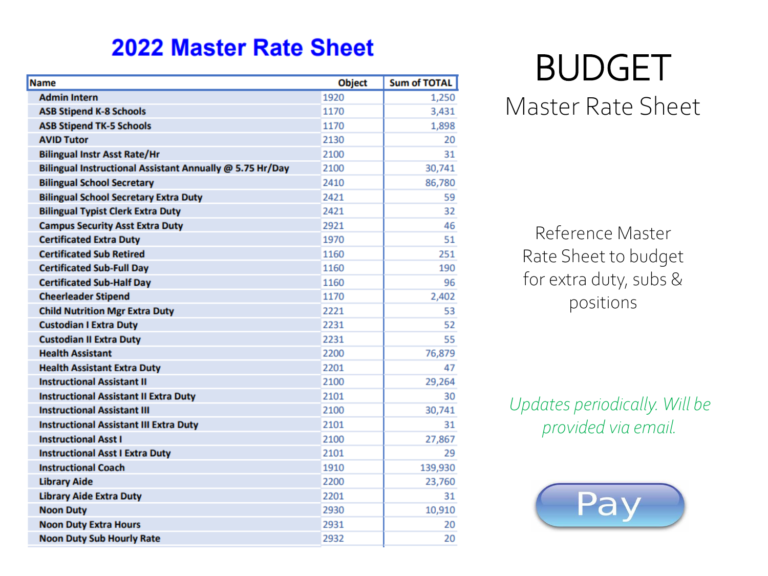# 2022 Master Rate Sheet

| Name | Object | Sum of TOTAL |
|---|---|---|
| Admin Intern | 1920 | 1,250 |
| ASB Stipend K-8 Schools | 1170 | 3,431 |
| ASB Stipend TK-5 Schools | 1170 | 1,898 |
| AVID Tutor | 2130 | 20 |
| Bilingual Instr Asst Rate/Hr | 2100 | 31 |
| Bilingual Instructional Assistant Annually @ 5.75 Hr/Day | 2100 | 30,741 |
| Bilingual School Secretary | 2410 | 86,780 |
| Bilingual School Secretary Extra Duty | 2421 | 59 |
| Bilingual Typist Clerk Extra Duty | 2421 | 32 |
| Campus Security Asst Extra Duty | 2921 | 46 |
| Certificated Extra Duty | 1970 | 51 |
| Certificated Sub Retired | 1160 | 251 |
| Certificated Sub-Full Day | 1160 | 190 |
| Certificated Sub-Half Day | 1160 | 96 |
| Cheerleader Stipend | 1170 | 2,402 |
| Child Nutrition Mgr Extra Duty | 2221 | 53 |
| Custodian I Extra Duty | 2231 | 52 |
| Custodian II Extra Duty | 2231 | 55 |
| Health Assistant | 2200 | 76,879 |
| Health Assistant Extra Duty | 2201 | 47 |
| Instructional Assistant II | 2100 | 29,264 |
| Instructional Assistant II Extra Duty | 2101 | 30 |
| Instructional Assistant III | 2100 | 30,741 |
| Instructional Assistant III Extra Duty | 2101 | 31 |
| Instructional Asst I | 2100 | 27,867 |
| Instructional Asst I Extra Duty | 2101 | 29 |
| Instructional Coach | 1910 | 139,930 |
| Library Aide | 2200 | 23,760 |
| Library Aide Extra Duty | 2201 | 31 |
| Noon Duty | 2930 | 10,910 |
| Noon Duty Extra Hours | 2931 | 20 |
| Noon Duty Sub Hourly Rate | 2932 | 20 |

# BUDGET

## Master Rate Sheet

Reference Master Rate Sheet to budget for extra duty, subs & positions

*Updates periodically. Will be provided via email.*

Pay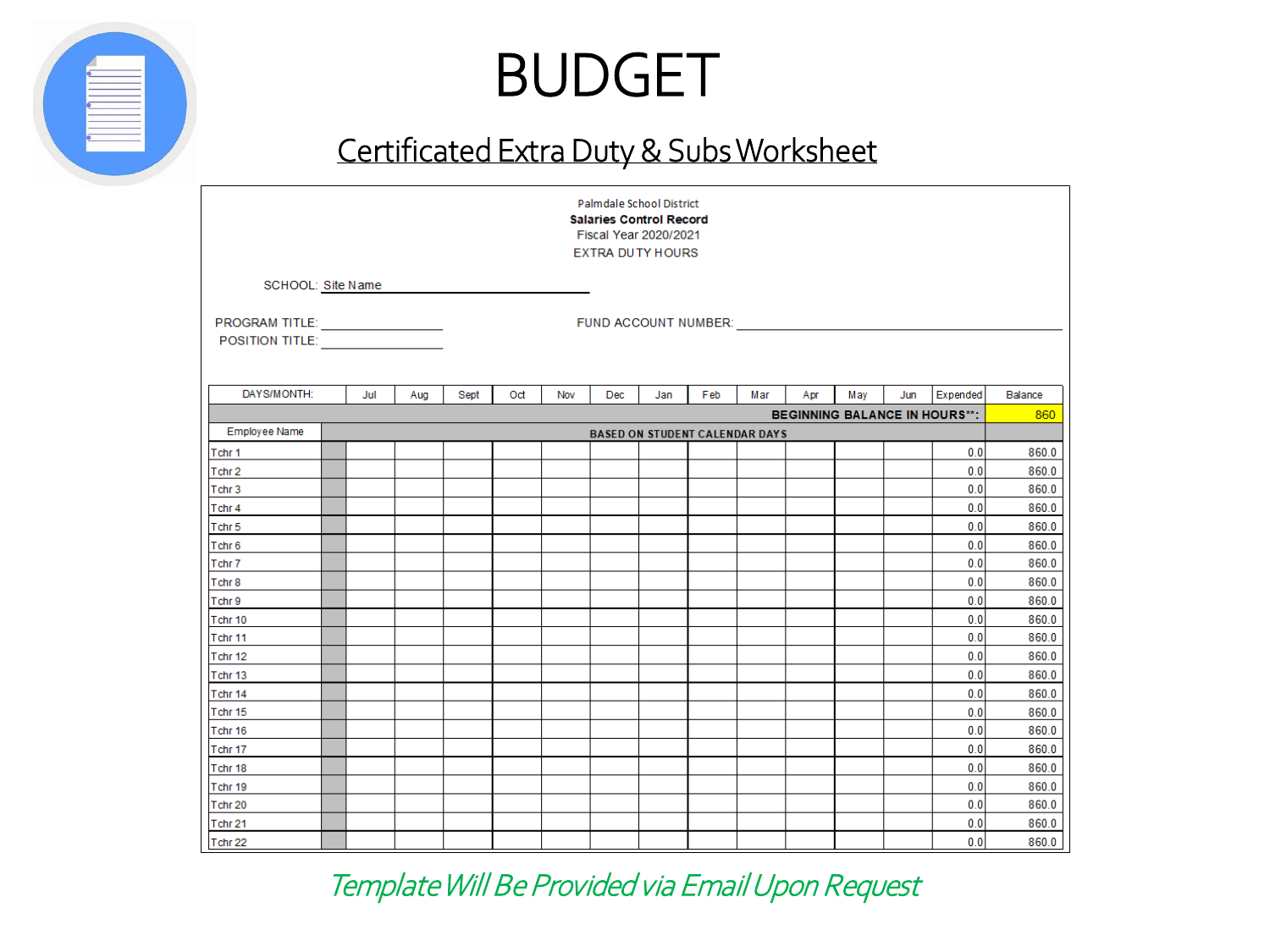# BUDGET

## Certificated Extra Duty & Subs Worksheet

Palmdale School District
**Salaries Control Record**
Fiscal Year 2020/2021
EXTRA DUTY HOURS

SCHOOL: Site Name

PROGRAM TITLE: ________________ FUND ACCOUNT NUMBER: ________________

POSITION TITLE: ________________

| DAYS/MONTH: | | Jul | Aug | Sept | Oct | Nov | Dec | Jan | Feb | Mar | Apr | May | Jun | Expended | Balance |
|---|---|---|---|---|---|---|---|---|---|---|---|---|---|---|---|
| | | | | | | | | | | | | | | **BEGINNING BALANCE IN HOURS**\*\*: | 860 |
| Employee Name | **BASED ON STUDENT CALENDAR DAYS** | | | | | | | | | | | | | | |
| Tchr 1 | | | | | | | | | | | | | | 0.0 | 860.0 |
| Tchr 2 | | | | | | | | | | | | | | 0.0 | 860.0 |
| Tchr 3 | | | | | | | | | | | | | | 0.0 | 860.0 |
| Tchr 4 | | | | | | | | | | | | | | 0.0 | 860.0 |
| Tchr 5 | | | | | | | | | | | | | | 0.0 | 860.0 |
| Tchr 6 | | | | | | | | | | | | | | 0.0 | 860.0 |
| Tchr 7 | | | | | | | | | | | | | | 0.0 | 860.0 |
| Tchr 8 | | | | | | | | | | | | | | 0.0 | 860.0 |
| Tchr 9 | | | | | | | | | | | | | | 0.0 | 860.0 |
| Tchr 10 | | | | | | | | | | | | | | 0.0 | 860.0 |
| Tchr 11 | | | | | | | | | | | | | | 0.0 | 860.0 |
| Tchr 12 | | | | | | | | | | | | | | 0.0 | 860.0 |
| Tchr 13 | | | | | | | | | | | | | | 0.0 | 860.0 |
| Tchr 14 | | | | | | | | | | | | | | 0.0 | 860.0 |
| Tchr 15 | | | | | | | | | | | | | | 0.0 | 860.0 |
| Tchr 16 | | | | | | | | | | | | | | 0.0 | 860.0 |
| Tchr 17 | | | | | | | | | | | | | | 0.0 | 860.0 |
| Tchr 18 | | | | | | | | | | | | | | 0.0 | 860.0 |
| Tchr 19 | | | | | | | | | | | | | | 0.0 | 860.0 |
| Tchr 20 | | | | | | | | | | | | | | 0.0 | 860.0 |
| Tchr 21 | | | | | | | | | | | | | | 0.0 | 860.0 |
| Tchr 22 | | | | | | | | | | | | | | 0.0 | 860.0 |

*Template Will Be Provided via Email Upon Request*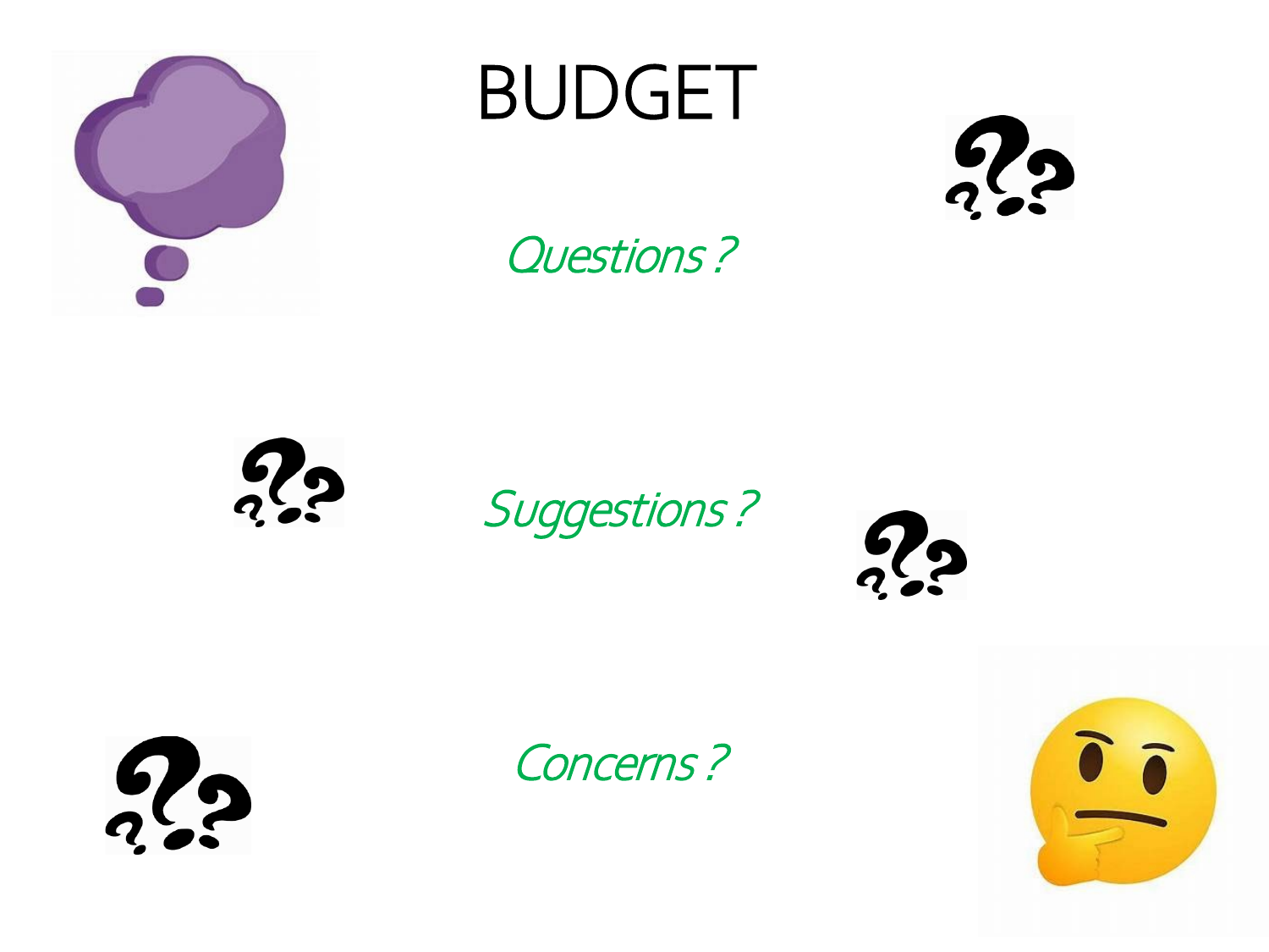# BUDGET

*Questions ?*

*Suggestions ?*

*Concerns ?*